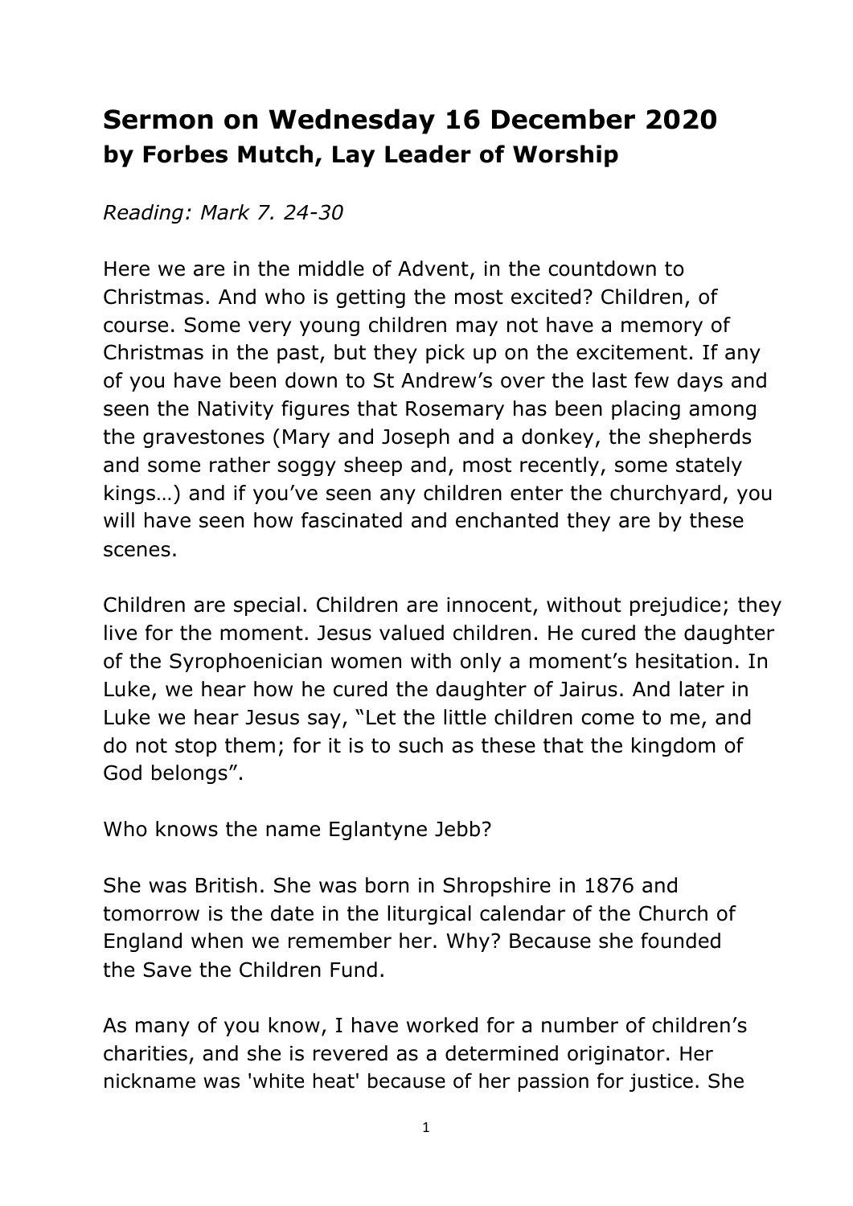# Sermon on Wednesday 16 December 2020
## by Forbes Mutch, Lay Leader of Worship

*Reading: Mark 7. 24-30*

Here we are in the middle of Advent, in the countdown to Christmas. And who is getting the most excited? Children, of course. Some very young children may not have a memory of Christmas in the past, but they pick up on the excitement. If any of you have been down to St Andrew's over the last few days and seen the Nativity figures that Rosemary has been placing among the gravestones (Mary and Joseph and a donkey, the shepherds and some rather soggy sheep and, most recently, some stately kings…) and if you've seen any children enter the churchyard, you will have seen how fascinated and enchanted they are by these scenes.

Children are special. Children are innocent, without prejudice; they live for the moment. Jesus valued children. He cured the daughter of the Syrophoenician women with only a moment's hesitation. In Luke, we hear how he cured the daughter of Jairus. And later in Luke we hear Jesus say, "Let the little children come to me, and do not stop them; for it is to such as these that the kingdom of God belongs".

Who knows the name Eglantyne Jebb?

She was British. She was born in Shropshire in 1876 and tomorrow is the date in the liturgical calendar of the Church of England when we remember her. Why? Because she founded the Save the Children Fund.

As many of you know, I have worked for a number of children's charities, and she is revered as a determined originator. Her nickname was 'white heat' because of her passion for justice. She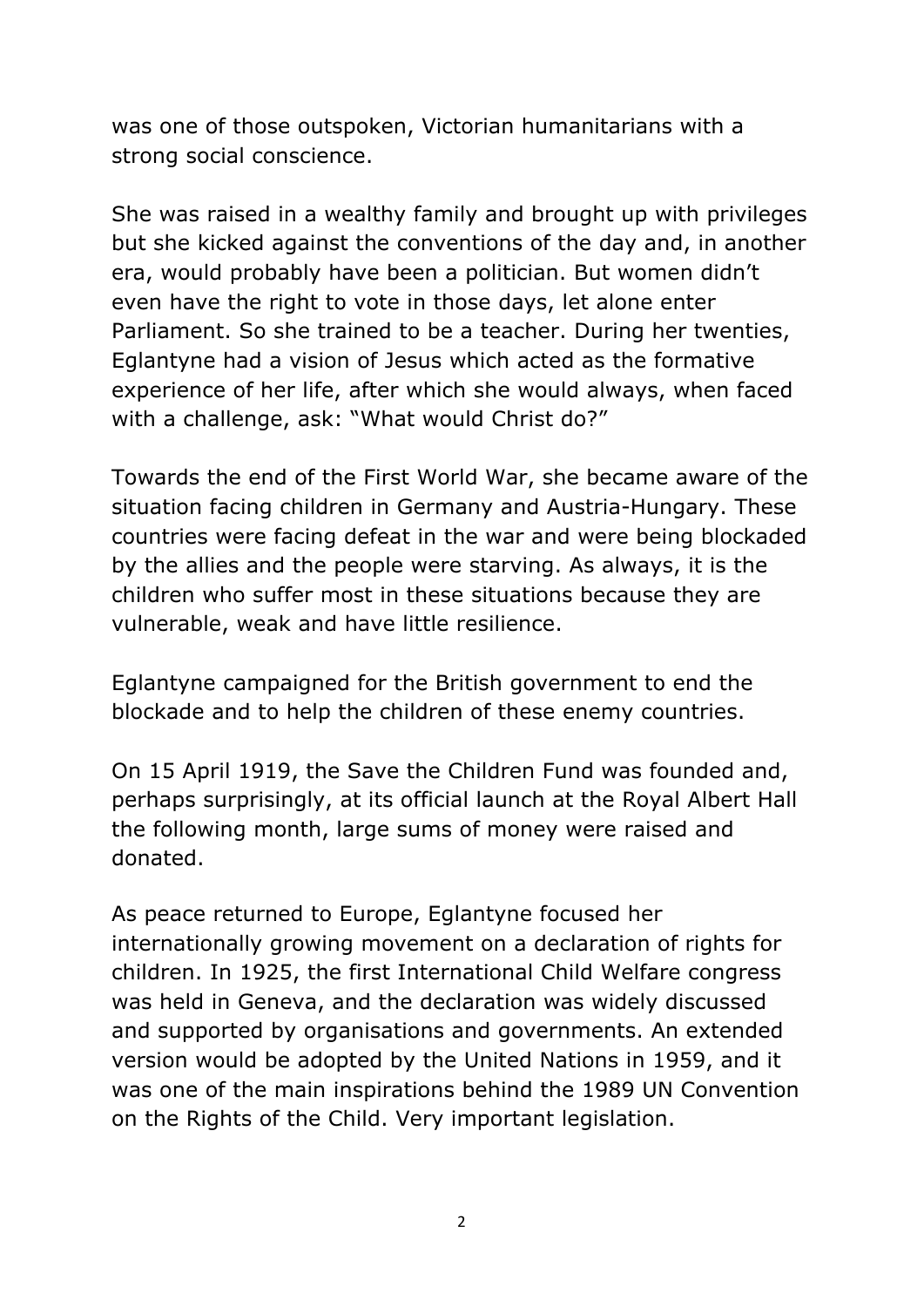was one of those outspoken, Victorian humanitarians with a strong social conscience.

She was raised in a wealthy family and brought up with privileges but she kicked against the conventions of the day and, in another era, would probably have been a politician. But women didn't even have the right to vote in those days, let alone enter Parliament. So she trained to be a teacher. During her twenties, Eglantyne had a vision of Jesus which acted as the formative experience of her life, after which she would always, when faced with a challenge, ask: "What would Christ do?"

Towards the end of the First World War, she became aware of the situation facing children in Germany and Austria-Hungary. These countries were facing defeat in the war and were being blockaded by the allies and the people were starving. As always, it is the children who suffer most in these situations because they are vulnerable, weak and have little resilience.

Eglantyne campaigned for the British government to end the blockade and to help the children of these enemy countries.

On 15 April 1919, the Save the Children Fund was founded and, perhaps surprisingly, at its official launch at the Royal Albert Hall the following month, large sums of money were raised and donated.

As peace returned to Europe, Eglantyne focused her internationally growing movement on a declaration of rights for children. In 1925, the first International Child Welfare congress was held in Geneva, and the declaration was widely discussed and supported by organisations and governments. An extended version would be adopted by the United Nations in 1959, and it was one of the main inspirations behind the 1989 UN Convention on the Rights of the Child. Very important legislation.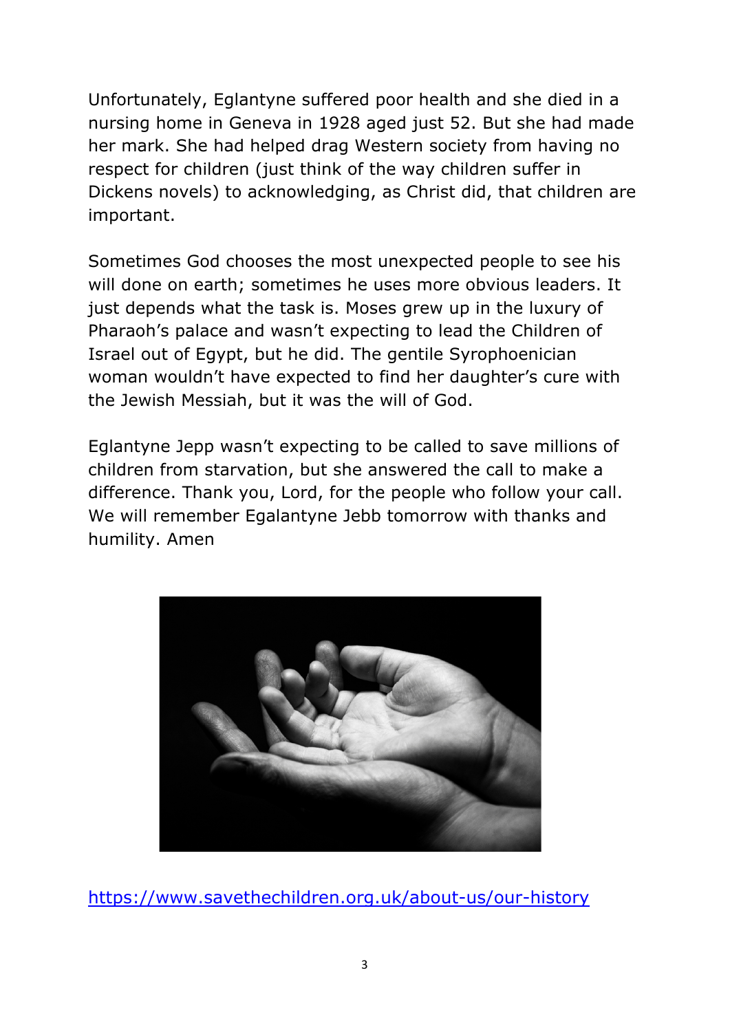Unfortunately, Eglantyne suffered poor health and she died in a nursing home in Geneva in 1928 aged just 52. But she had made her mark. She had helped drag Western society from having no respect for children (just think of the way children suffer in Dickens novels) to acknowledging, as Christ did, that children are important.

Sometimes God chooses the most unexpected people to see his will done on earth; sometimes he uses more obvious leaders. It just depends what the task is. Moses grew up in the luxury of Pharaoh's palace and wasn't expecting to lead the Children of Israel out of Egypt, but he did. The gentile Syrophoenician woman wouldn't have expected to find her daughter's cure with the Jewish Messiah, but it was the will of God.

Eglantyne Jepp wasn't expecting to be called to save millions of children from starvation, but she answered the call to make a difference. Thank you, Lord, for the people who follow your call. We will remember Egalantyne Jebb tomorrow with thanks and humility. Amen

[https://www.savethechildren.org.uk/about-us/our-history](https://www.savethechildren.org.uk/about-us/our-history)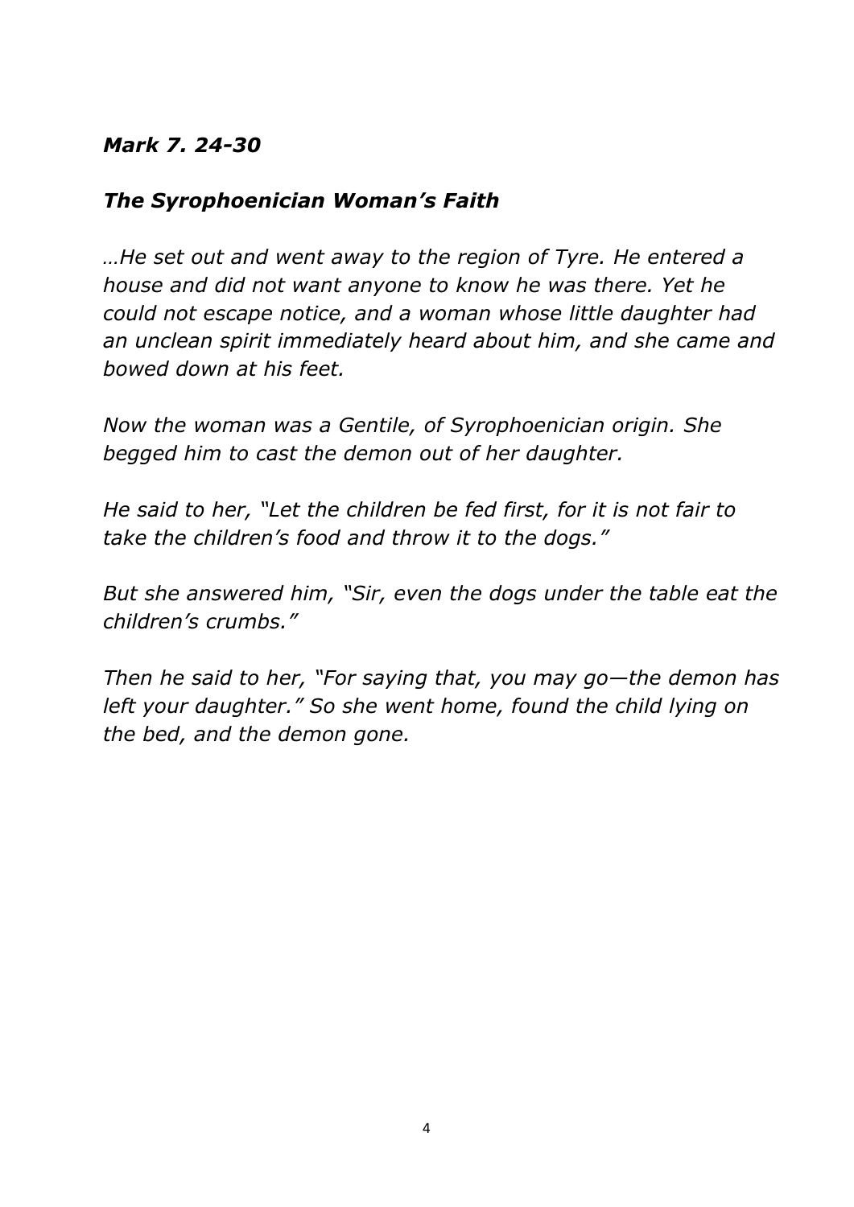***Mark 7. 24-30***

***The Syrophoenician Woman's Faith***

*…He set out and went away to the region of Tyre. He entered a house and did not want anyone to know he was there. Yet he could not escape notice, and a woman whose little daughter had an unclean spirit immediately heard about him, and she came and bowed down at his feet.*

*Now the woman was a Gentile, of Syrophoenician origin. She begged him to cast the demon out of her daughter.*

*He said to her, "Let the children be fed first, for it is not fair to take the children's food and throw it to the dogs."*

*But she answered him, "Sir, even the dogs under the table eat the children's crumbs."*

*Then he said to her, "For saying that, you may go—the demon has left your daughter." So she went home, found the child lying on the bed, and the demon gone.*